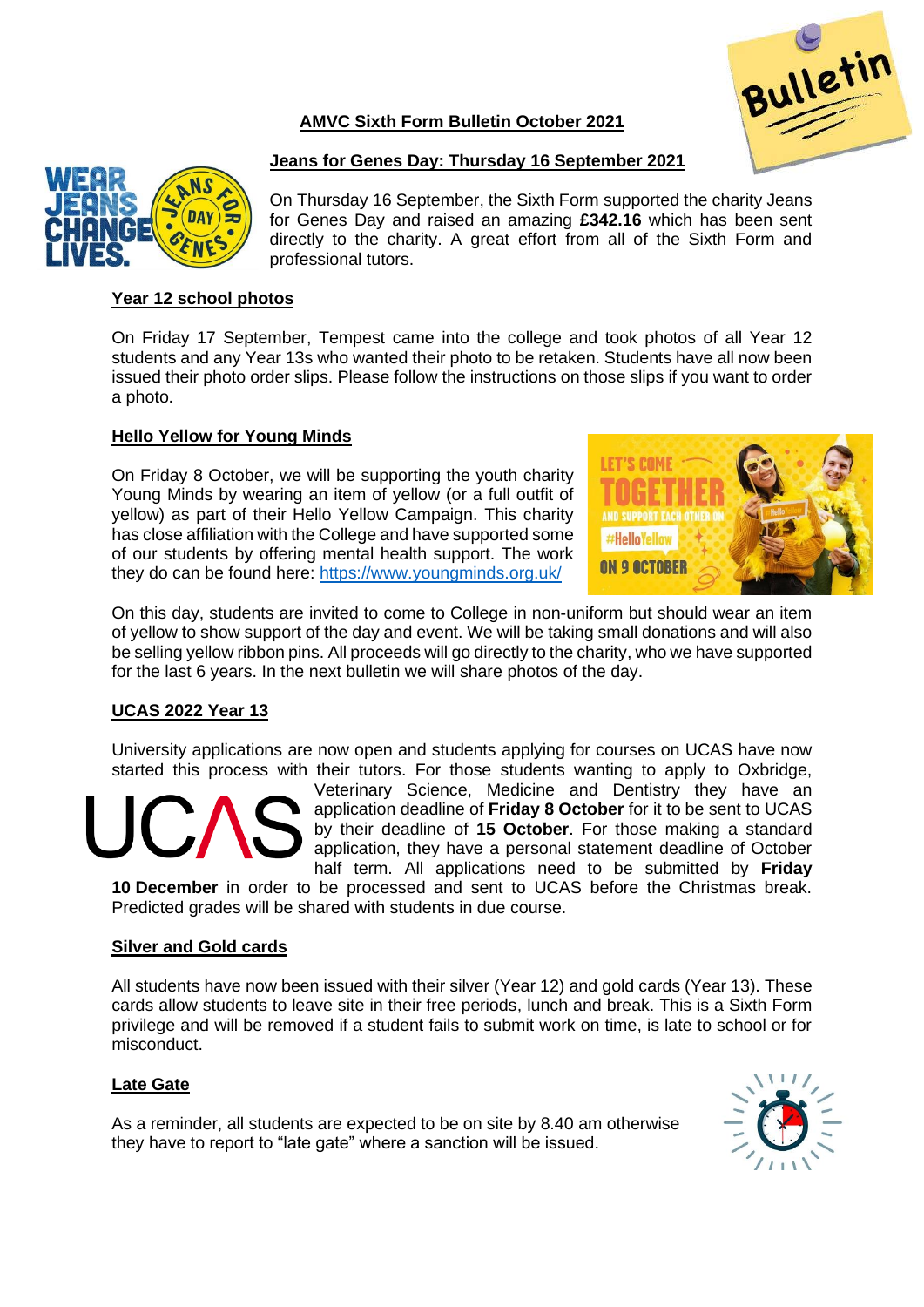# AMVC Sixth Form Bulletin October 2021

## Jeans for Genes Day: Thursday 16 September 2021

On Thursday 16 September, the Sixth Form supported the charity Jeans for Genes Day and raised an amazing **£342.16** which has been sent directly to the charity. A great effort from all of the Sixth Form and professional tutors.

## Year 12 school photos

On Friday 17 September, Tempest came into the college and took photos of all Year 12 students and any Year 13s who wanted their photo to be retaken. Students have all now been issued their photo order slips. Please follow the instructions on those slips if you want to order a photo.

## Hello Yellow for Young Minds

On Friday 8 October, we will be supporting the youth charity Young Minds by wearing an item of yellow (or a full outfit of yellow) as part of their Hello Yellow Campaign. This charity has close affiliation with the College and have supported some of our students by offering mental health support. The work they do can be found here: https://www.youngminds.org.uk/

On this day, students are invited to come to College in non-uniform but should wear an item of yellow to show support of the day and event. We will be taking small donations and will also be selling yellow ribbon pins. All proceeds will go directly to the charity, who we have supported for the last 6 years. In the next bulletin we will share photos of the day.

## UCAS 2022 Year 13

University applications are now open and students applying for courses on UCAS have now started this process with their tutors. For those students wanting to apply to Oxbridge, Veterinary Science, Medicine and Dentistry they have an application deadline of **Friday 8 October** for it to be sent to UCAS by their deadline of **15 October**. For those making a standard application, they have a personal statement deadline of October half term. All applications need to be submitted by **Friday 10 December** in order to be processed and sent to UCAS before the Christmas break. Predicted grades will be shared with students in due course.

## Silver and Gold cards

All students have now been issued with their silver (Year 12) and gold cards (Year 13). These cards allow students to leave site in their free periods, lunch and break. This is a Sixth Form privilege and will be removed if a student fails to submit work on time, is late to school or for misconduct.

## Late Gate

As a reminder, all students are expected to be on site by 8.40 am otherwise they have to report to "late gate" where a sanction will be issued.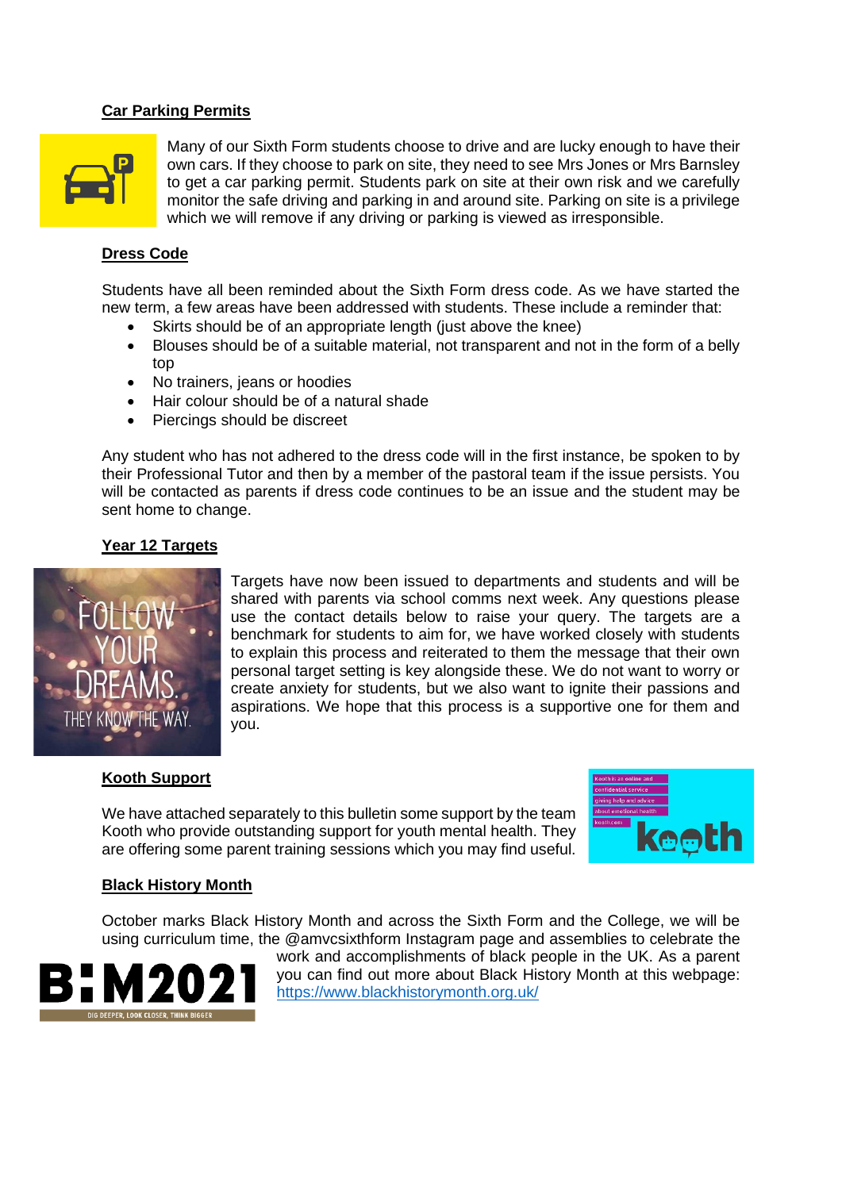## Car Parking Permits

Many of our Sixth Form students choose to drive and are lucky enough to have their own cars. If they choose to park on site, they need to see Mrs Jones or Mrs Barnsley to get a car parking permit. Students park on site at their own risk and we carefully monitor the safe driving and parking in and around site. Parking on site is a privilege which we will remove if any driving or parking is viewed as irresponsible.

## Dress Code

Students have all been reminded about the Sixth Form dress code. As we have started the new term, a few areas have been addressed with students. These include a reminder that:

- Skirts should be of an appropriate length (just above the knee)
- Blouses should be of a suitable material, not transparent and not in the form of a belly top
- No trainers, jeans or hoodies
- Hair colour should be of a natural shade
- Piercings should be discreet

Any student who has not adhered to the dress code will in the first instance, be spoken to by their Professional Tutor and then by a member of the pastoral team if the issue persists. You will be contacted as parents if dress code continues to be an issue and the student may be sent home to change.

## Year 12 Targets

Targets have now been issued to departments and students and will be shared with parents via school comms next week. Any questions please use the contact details below to raise your query. The targets are a benchmark for students to aim for, we have worked closely with students to explain this process and reiterated to them the message that their own personal target setting is key alongside these. We do not want to worry or create anxiety for students, but we also want to ignite their passions and aspirations. We hope that this process is a supportive one for them and you.

## Kooth Support

We have attached separately to this bulletin some support by the team Kooth who provide outstanding support for youth mental health. They are offering some parent training sessions which you may find useful.

## Black History Month

October marks Black History Month and across the Sixth Form and the College, we will be using curriculum time, the @amvcsixthform Instagram page and assemblies to celebrate the work and accomplishments of black people in the UK. As a parent you can find out more about Black History Month at this webpage: https://www.blackhistorymonth.org.uk/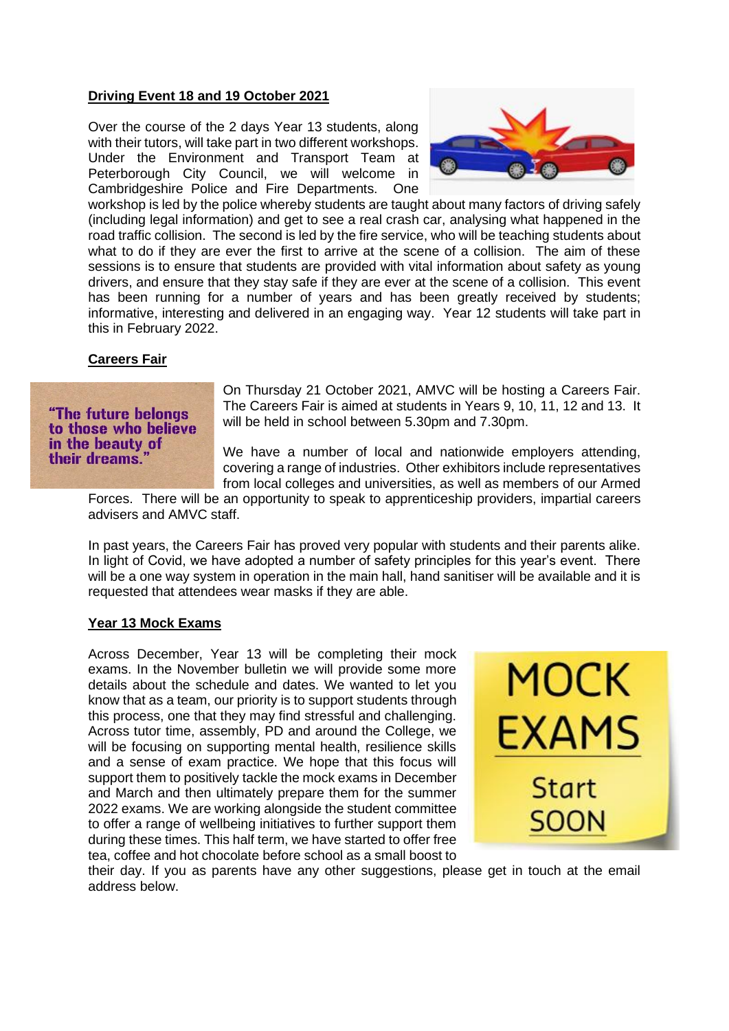## Driving Event 18 and 19 October 2021

Over the course of the 2 days Year 13 students, along with their tutors, will take part in two different workshops. Under the Environment and Transport Team at Peterborough City Council, we will welcome in Cambridgeshire Police and Fire Departments. One workshop is led by the police whereby students are taught about many factors of driving safely (including legal information) and get to see a real crash car, analysing what happened in the road traffic collision. The second is led by the fire service, who will be teaching students about what to do if they are ever the first to arrive at the scene of a collision. The aim of these sessions is to ensure that students are provided with vital information about safety as young drivers, and ensure that they stay safe if they are ever at the scene of a collision. This event has been running for a number of years and has been greatly received by students; informative, interesting and delivered in an engaging way. Year 12 students will take part in this in February 2022.

## Careers Fair

On Thursday 21 October 2021, AMVC will be hosting a Careers Fair. The Careers Fair is aimed at students in Years 9, 10, 11, 12 and 13. It will be held in school between 5.30pm and 7.30pm.

We have a number of local and nationwide employers attending, covering a range of industries. Other exhibitors include representatives from local colleges and universities, as well as members of our Armed Forces. There will be an opportunity to speak to apprenticeship providers, impartial careers advisers and AMVC staff.

In past years, the Careers Fair has proved very popular with students and their parents alike. In light of Covid, we have adopted a number of safety principles for this year's event. There will be a one way system in operation in the main hall, hand sanitiser will be available and it is requested that attendees wear masks if they are able.

## Year 13 Mock Exams

Across December, Year 13 will be completing their mock exams. In the November bulletin we will provide some more details about the schedule and dates. We wanted to let you know that as a team, our priority is to support students through this process, one that they may find stressful and challenging. Across tutor time, assembly, PD and around the College, we will be focusing on supporting mental health, resilience skills and a sense of exam practice. We hope that this focus will support them to positively tackle the mock exams in December and March and then ultimately prepare them for the summer 2022 exams. We are working alongside the student committee to offer a range of wellbeing initiatives to further support them during these times. This half term, we have started to offer free tea, coffee and hot chocolate before school as a small boost to their day. If you as parents have any other suggestions, please get in touch at the email address below.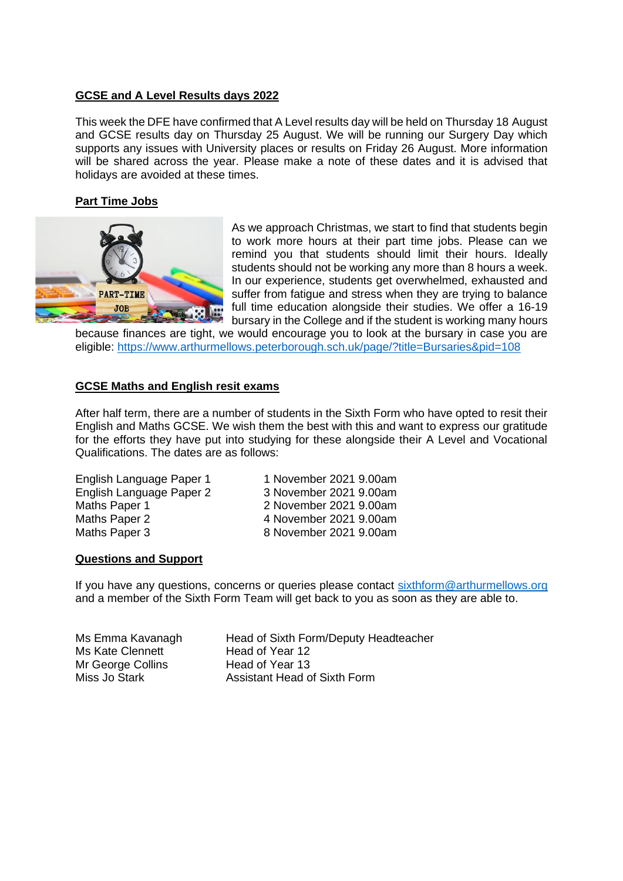## GCSE and A Level Results days 2022

This week the DFE have confirmed that A Level results day will be held on Thursday 18 August and GCSE results day on Thursday 25 August. We will be running our Surgery Day which supports any issues with University places or results on Friday 26 August. More information will be shared across the year. Please make a note of these dates and it is advised that holidays are avoided at these times.

## Part Time Jobs

As we approach Christmas, we start to find that students begin to work more hours at their part time jobs. Please can we remind you that students should limit their hours. Ideally students should not be working any more than 8 hours a week. In our experience, students get overwhelmed, exhausted and suffer from fatigue and stress when they are trying to balance full time education alongside their studies. We offer a 16-19 bursary in the College and if the student is working many hours because finances are tight, we would encourage you to look at the bursary in case you are eligible: https://www.arthurmellows.peterborough.sch.uk/page/?title=Bursaries&pid=108

## GCSE Maths and English resit exams

After half term, there are a number of students in the Sixth Form who have opted to resit their English and Maths GCSE. We wish them the best with this and want to express our gratitude for the efforts they have put into studying for these alongside their A Level and Vocational Qualifications. The dates are as follows:

| | |
|---|---|
| English Language Paper 1 | 1 November 2021 9.00am |
| English Language Paper 2 | 3 November 2021 9.00am |
| Maths Paper 1 | 2 November 2021 9.00am |
| Maths Paper 2 | 4 November 2021 9.00am |
| Maths Paper 3 | 8 November 2021 9.00am |

## Questions and Support

If you have any questions, concerns or queries please contact sixthform@arthurmellows.org and a member of the Sixth Form Team will get back to you as soon as they are able to.

| | |
|---|---|
| Ms Emma Kavanagh | Head of Sixth Form/Deputy Headteacher |
| Ms Kate Clennett | Head of Year 12 |
| Mr George Collins | Head of Year 13 |
| Miss Jo Stark | Assistant Head of Sixth Form |